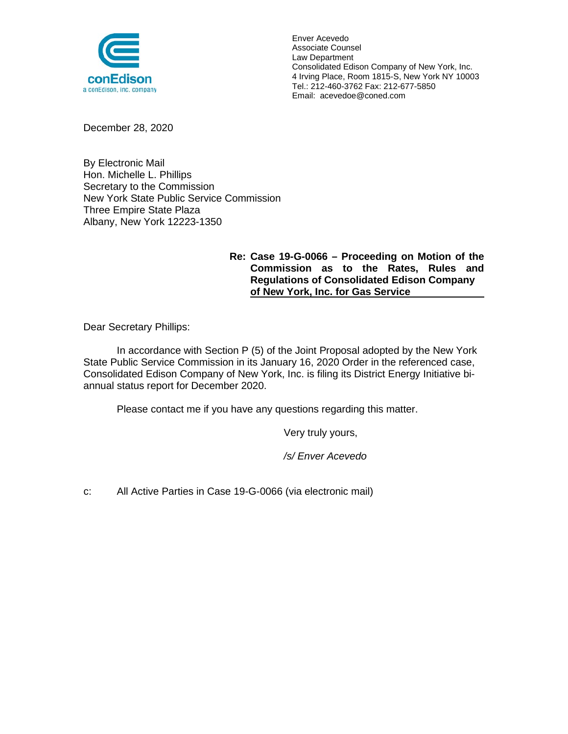conEdison
a conEdison, inc. company

Enver Acevedo
Associate Counsel
Law Department
Consolidated Edison Company of New York, Inc.
4 Irving Place, Room 1815-S, New York NY 10003
Tel.: 212-460-3762 Fax: 212-677-5850
Email: acevedoe@coned.com

December 28, 2020

By Electronic Mail
Hon. Michelle L. Phillips
Secretary to the Commission
New York State Public Service Commission
Three Empire State Plaza
Albany, New York 12223-1350

**Re: Case 19-G-0066 – Proceeding on Motion of the Commission as to the Rates, Rules and Regulations of Consolidated Edison Company of New York, Inc. for Gas Service**

Dear Secretary Phillips:

In accordance with Section P (5) of the Joint Proposal adopted by the New York State Public Service Commission in its January 16, 2020 Order in the referenced case, Consolidated Edison Company of New York, Inc. is filing its District Energy Initiative bi-annual status report for December 2020.

Please contact me if you have any questions regarding this matter.

Very truly yours,

*/s/ Enver Acevedo*

c: All Active Parties in Case 19-G-0066 (via electronic mail)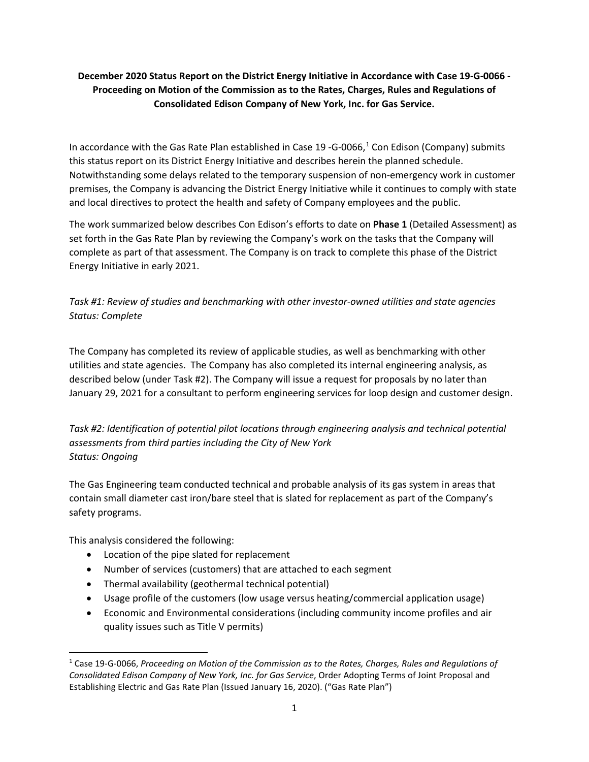**December 2020 Status Report on the District Energy Initiative in Accordance with Case 19-G-0066 - Proceeding on Motion of the Commission as to the Rates, Charges, Rules and Regulations of Consolidated Edison Company of New York, Inc. for Gas Service.**

In accordance with the Gas Rate Plan established in Case 19 -G-0066,[1] Con Edison (Company) submits this status report on its District Energy Initiative and describes herein the planned schedule. Notwithstanding some delays related to the temporary suspension of non-emergency work in customer premises, the Company is advancing the District Energy Initiative while it continues to comply with state and local directives to protect the health and safety of Company employees and the public.

The work summarized below describes Con Edison's efforts to date on **Phase 1** (Detailed Assessment) as set forth in the Gas Rate Plan by reviewing the Company's work on the tasks that the Company will complete as part of that assessment. The Company is on track to complete this phase of the District Energy Initiative in early 2021.

*Task #1: Review of studies and benchmarking with other investor-owned utilities and state agencies*
*Status: Complete*

The Company has completed its review of applicable studies, as well as benchmarking with other utilities and state agencies. The Company has also completed its internal engineering analysis, as described below (under Task #2). The Company will issue a request for proposals by no later than January 29, 2021 for a consultant to perform engineering services for loop design and customer design.

*Task #2: Identification of potential pilot locations through engineering analysis and technical potential assessments from third parties including the City of New York*
*Status: Ongoing*

The Gas Engineering team conducted technical and probable analysis of its gas system in areas that contain small diameter cast iron/bare steel that is slated for replacement as part of the Company's safety programs.

This analysis considered the following:

- Location of the pipe slated for replacement
- Number of services (customers) that are attached to each segment
- Thermal availability (geothermal technical potential)
- Usage profile of the customers (low usage versus heating/commercial application usage)
- Economic and Environmental considerations (including community income profiles and air quality issues such as Title V permits)

[1] Case 19-G-0066, *Proceeding on Motion of the Commission as to the Rates, Charges, Rules and Regulations of Consolidated Edison Company of New York, Inc. for Gas Service*, Order Adopting Terms of Joint Proposal and Establishing Electric and Gas Rate Plan (Issued January 16, 2020). ("Gas Rate Plan")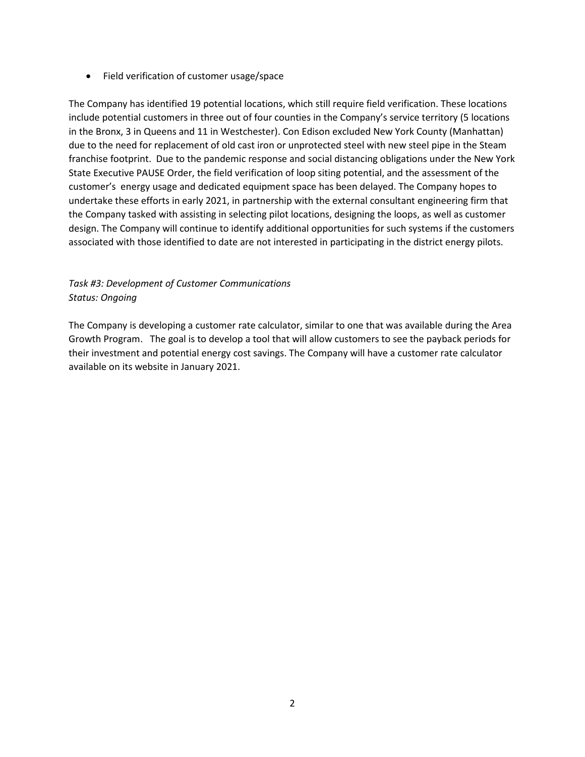- Field verification of customer usage/space

The Company has identified 19 potential locations, which still require field verification. These locations include potential customers in three out of four counties in the Company's service territory (5 locations in the Bronx, 3 in Queens and 11 in Westchester). Con Edison excluded New York County (Manhattan) due to the need for replacement of old cast iron or unprotected steel with new steel pipe in the Steam franchise footprint. Due to the pandemic response and social distancing obligations under the New York State Executive PAUSE Order, the field verification of loop siting potential, and the assessment of the customer's energy usage and dedicated equipment space has been delayed. The Company hopes to undertake these efforts in early 2021, in partnership with the external consultant engineering firm that the Company tasked with assisting in selecting pilot locations, designing the loops, as well as customer design. The Company will continue to identify additional opportunities for such systems if the customers associated with those identified to date are not interested in participating in the district energy pilots.

*Task #3: Development of Customer Communications*
*Status: Ongoing*

The Company is developing a customer rate calculator, similar to one that was available during the Area Growth Program. The goal is to develop a tool that will allow customers to see the payback periods for their investment and potential energy cost savings. The Company will have a customer rate calculator available on its website in January 2021.